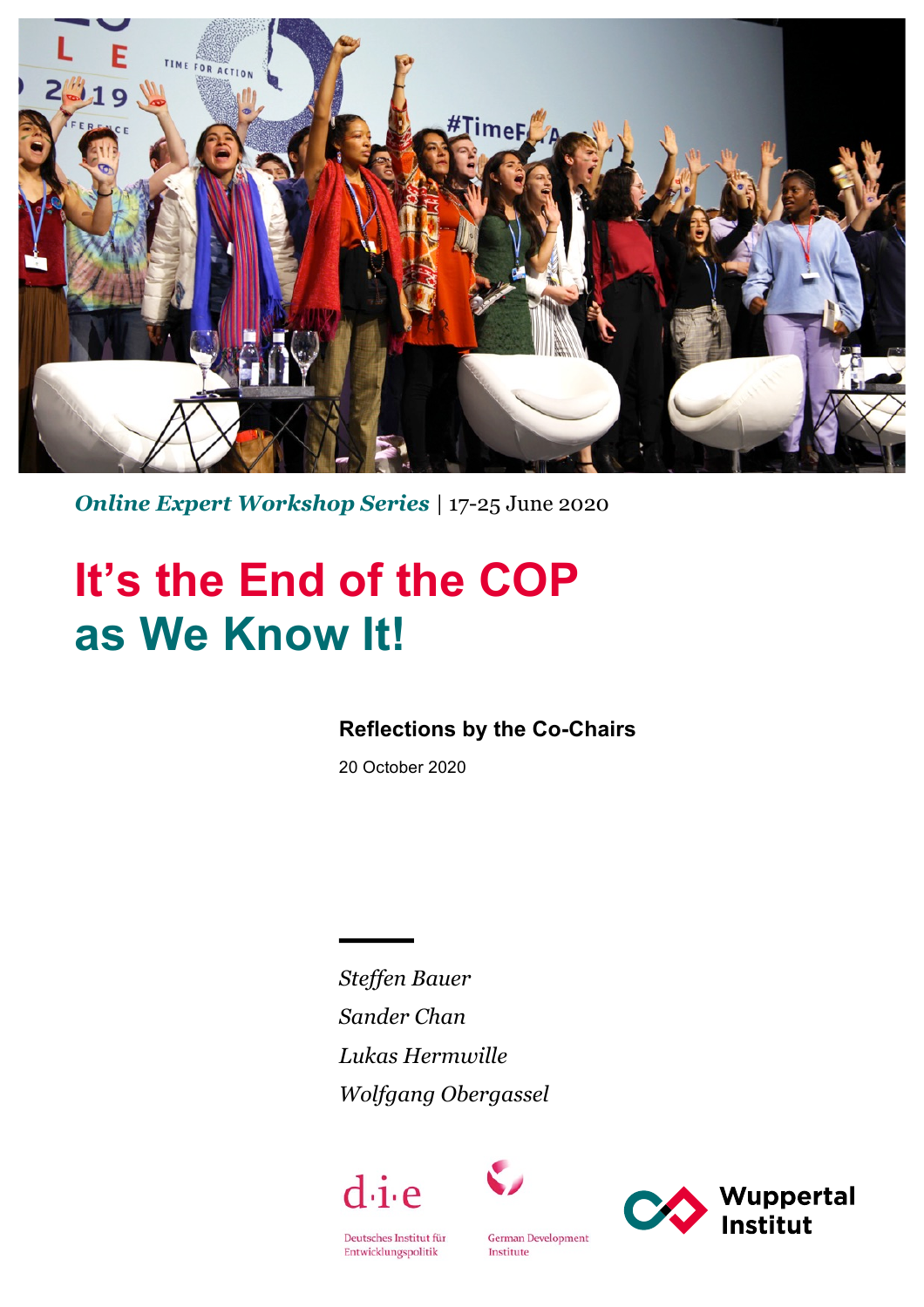*Online Expert Workshop Series* | 17-25 June 2020

# It's the End of the COP as We Know It!

**Reflections by the Co-Chairs**

20 October 2020

*Steffen Bauer*

*Sander Chan*

*Lukas Hermwille*

*Wolfgang Obergassel*

d·i·e

Deutsches Institut für Entwicklungspolitik

German Development Institute

Wuppertal Institut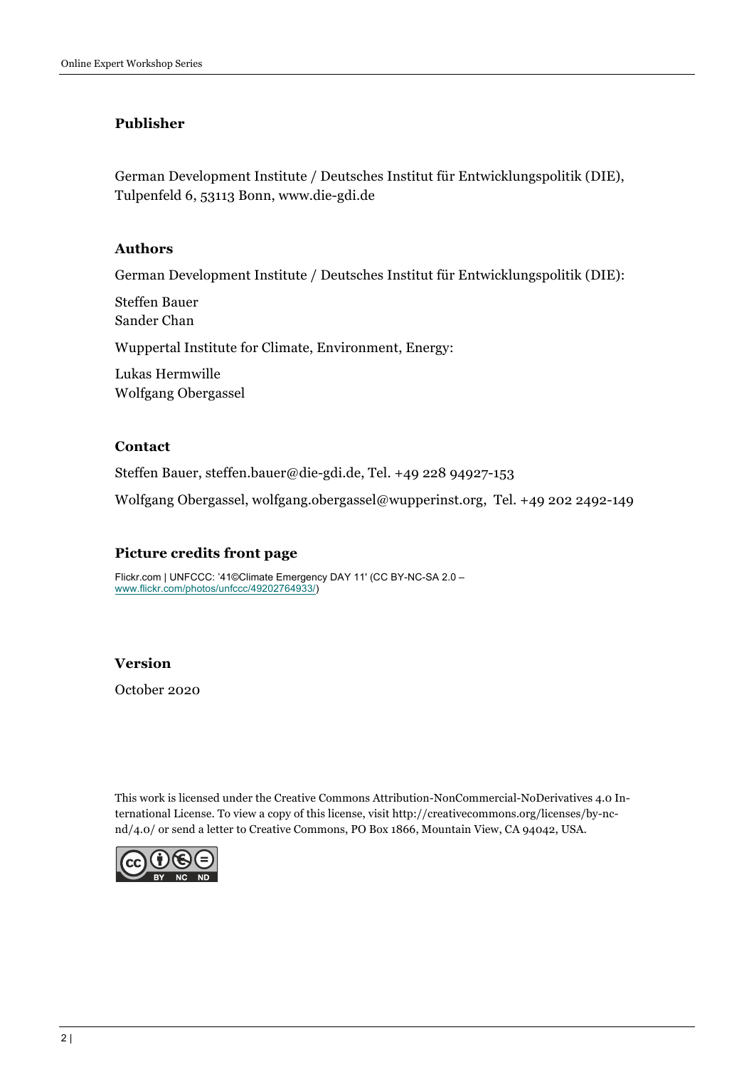### Publisher

German Development Institute / Deutsches Institut für Entwicklungspolitik (DIE), Tulpenfeld 6, 53113 Bonn, www.die-gdi.de

### Authors

German Development Institute / Deutsches Institut für Entwicklungspolitik (DIE):

Steffen Bauer
Sander Chan

Wuppertal Institute for Climate, Environment, Energy:

Lukas Hermwille
Wolfgang Obergassel

### Contact

Steffen Bauer, steffen.bauer@die-gdi.de, Tel. +49 228 94927-153

Wolfgang Obergassel, wolfgang.obergassel@wupperinst.org, Tel. +49 202 2492-149

### Picture credits front page

Flickr.com | UNFCCC: '41©Climate Emergency DAY 11' (CC BY-NC-SA 2.0 – www.flickr.com/photos/unfccc/49202764933/)

### Version

October 2020

This work is licensed under the Creative Commons Attribution-NonCommercial-NoDerivatives 4.0 International License. To view a copy of this license, visit http://creativecommons.org/licenses/by-nc-nd/4.0/ or send a letter to Creative Commons, PO Box 1866, Mountain View, CA 94042, USA.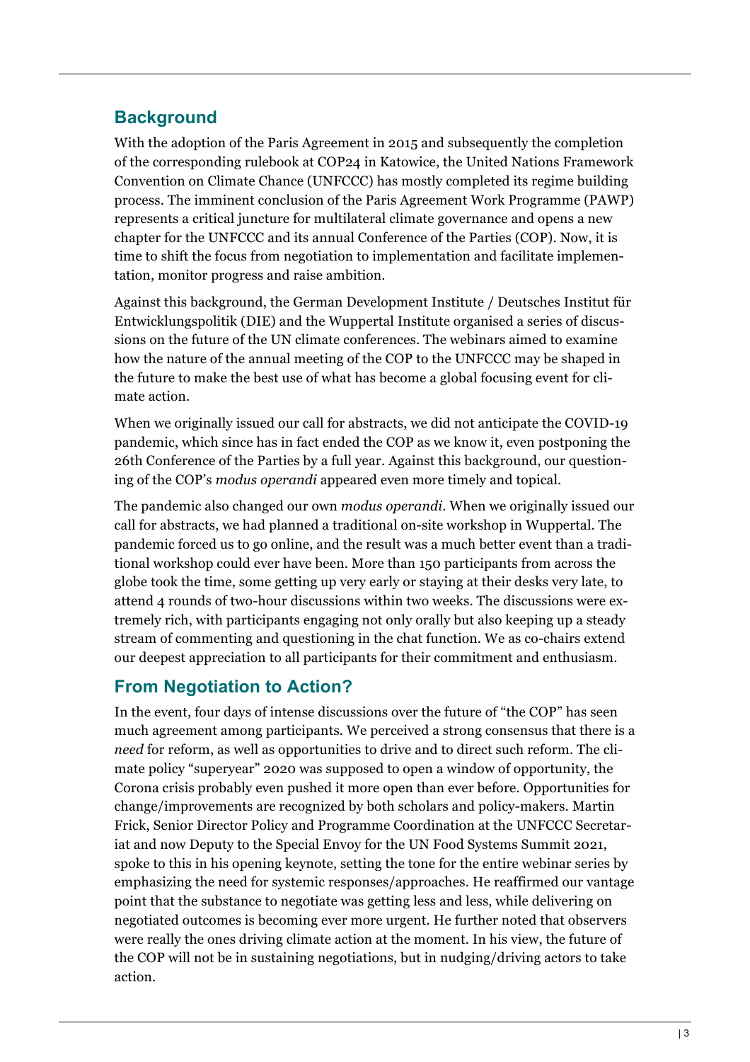## Background

With the adoption of the Paris Agreement in 2015 and subsequently the completion of the corresponding rulebook at COP24 in Katowice, the United Nations Framework Convention on Climate Chance (UNFCCC) has mostly completed its regime building process. The imminent conclusion of the Paris Agreement Work Programme (PAWP) represents a critical juncture for multilateral climate governance and opens a new chapter for the UNFCCC and its annual Conference of the Parties (COP). Now, it is time to shift the focus from negotiation to implementation and facilitate implementation, monitor progress and raise ambition.

Against this background, the German Development Institute / Deutsches Institut für Entwicklungspolitik (DIE) and the Wuppertal Institute organised a series of discussions on the future of the UN climate conferences. The webinars aimed to examine how the nature of the annual meeting of the COP to the UNFCCC may be shaped in the future to make the best use of what has become a global focusing event for climate action.

When we originally issued our call for abstracts, we did not anticipate the COVID-19 pandemic, which since has in fact ended the COP as we know it, even postponing the 26th Conference of the Parties by a full year. Against this background, our questioning of the COP's *modus operandi* appeared even more timely and topical.

The pandemic also changed our own *modus operandi*. When we originally issued our call for abstracts, we had planned a traditional on-site workshop in Wuppertal. The pandemic forced us to go online, and the result was a much better event than a traditional workshop could ever have been. More than 150 participants from across the globe took the time, some getting up very early or staying at their desks very late, to attend 4 rounds of two-hour discussions within two weeks. The discussions were extremely rich, with participants engaging not only orally but also keeping up a steady stream of commenting and questioning in the chat function. We as co-chairs extend our deepest appreciation to all participants for their commitment and enthusiasm.

## From Negotiation to Action?

In the event, four days of intense discussions over the future of "the COP" has seen much agreement among participants. We perceived a strong consensus that there is a *need* for reform, as well as opportunities to drive and to direct such reform. The climate policy "superyear" 2020 was supposed to open a window of opportunity, the Corona crisis probably even pushed it more open than ever before. Opportunities for change/improvements are recognized by both scholars and policy-makers. Martin Frick, Senior Director Policy and Programme Coordination at the UNFCCC Secretariat and now Deputy to the Special Envoy for the UN Food Systems Summit 2021, spoke to this in his opening keynote, setting the tone for the entire webinar series by emphasizing the need for systemic responses/approaches. He reaffirmed our vantage point that the substance to negotiate was getting less and less, while delivering on negotiated outcomes is becoming ever more urgent. He further noted that observers were really the ones driving climate action at the moment. In his view, the future of the COP will not be in sustaining negotiations, but in nudging/driving actors to take action.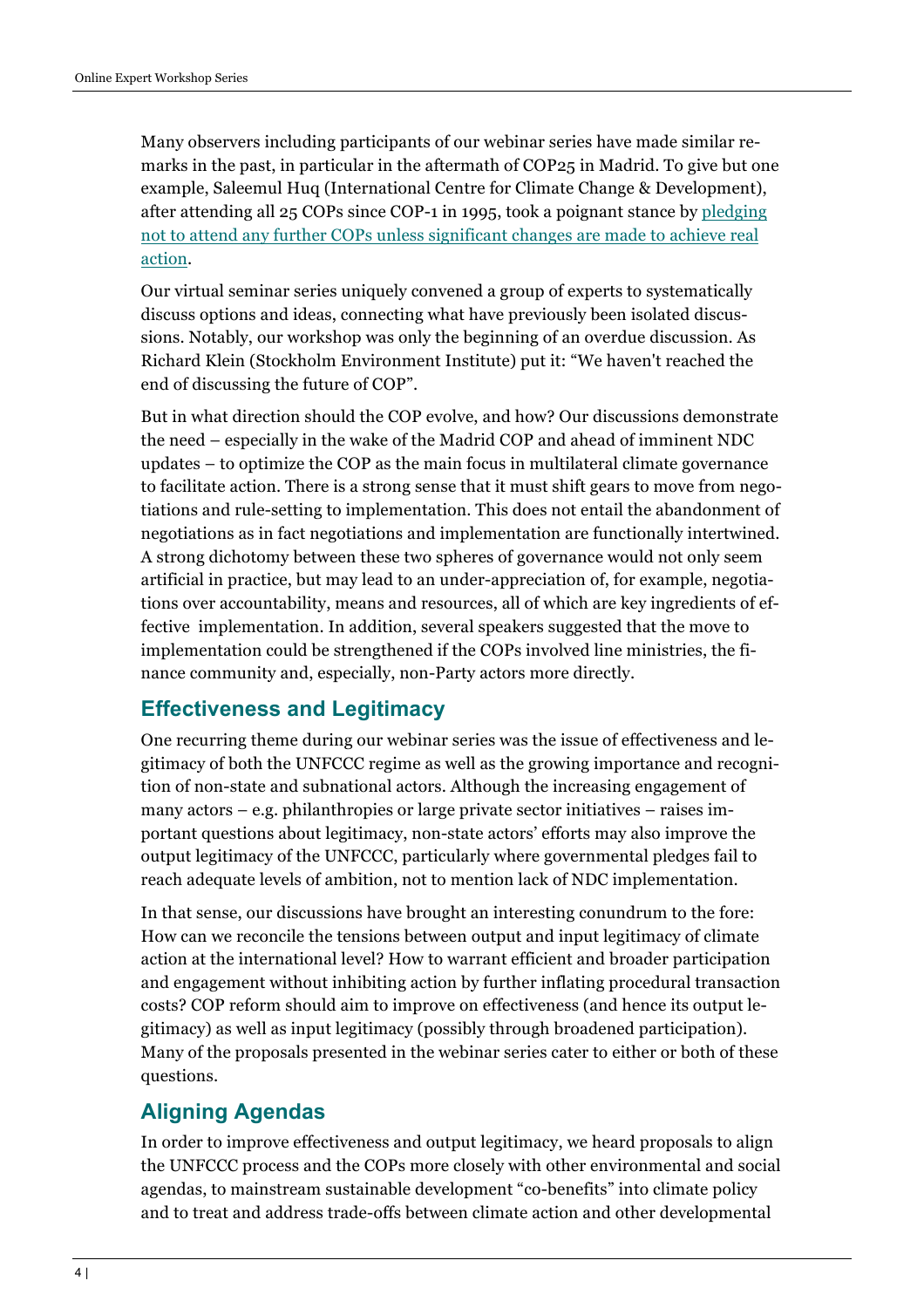Many observers including participants of our webinar series have made similar remarks in the past, in particular in the aftermath of COP25 in Madrid. To give but one example, Saleemul Huq (International Centre for Climate Change & Development), after attending all 25 COPs since COP-1 in 1995, took a poignant stance by [pledging not to attend any further COPs unless significant changes are made to achieve real action]().

Our virtual seminar series uniquely convened a group of experts to systematically discuss options and ideas, connecting what have previously been isolated discussions. Notably, our workshop was only the beginning of an overdue discussion. As Richard Klein (Stockholm Environment Institute) put it: "We haven't reached the end of discussing the future of COP".

But in what direction should the COP evolve, and how? Our discussions demonstrate the need – especially in the wake of the Madrid COP and ahead of imminent NDC updates – to optimize the COP as the main focus in multilateral climate governance to facilitate action. There is a strong sense that it must shift gears to move from negotiations and rule-setting to implementation. This does not entail the abandonment of negotiations as in fact negotiations and implementation are functionally intertwined. A strong dichotomy between these two spheres of governance would not only seem artificial in practice, but may lead to an under-appreciation of, for example, negotiations over accountability, means and resources, all of which are key ingredients of effective implementation. In addition, several speakers suggested that the move to implementation could be strengthened if the COPs involved line ministries, the finance community and, especially, non-Party actors more directly.

## Effectiveness and Legitimacy

One recurring theme during our webinar series was the issue of effectiveness and legitimacy of both the UNFCCC regime as well as the growing importance and recognition of non-state and subnational actors. Although the increasing engagement of many actors – e.g. philanthropies or large private sector initiatives – raises important questions about legitimacy, non-state actors' efforts may also improve the output legitimacy of the UNFCCC, particularly where governmental pledges fail to reach adequate levels of ambition, not to mention lack of NDC implementation.

In that sense, our discussions have brought an interesting conundrum to the fore: How can we reconcile the tensions between output and input legitimacy of climate action at the international level? How to warrant efficient and broader participation and engagement without inhibiting action by further inflating procedural transaction costs? COP reform should aim to improve on effectiveness (and hence its output legitimacy) as well as input legitimacy (possibly through broadened participation). Many of the proposals presented in the webinar series cater to either or both of these questions.

## Aligning Agendas

In order to improve effectiveness and output legitimacy, we heard proposals to align the UNFCCC process and the COPs more closely with other environmental and social agendas, to mainstream sustainable development "co-benefits" into climate policy and to treat and address trade-offs between climate action and other developmental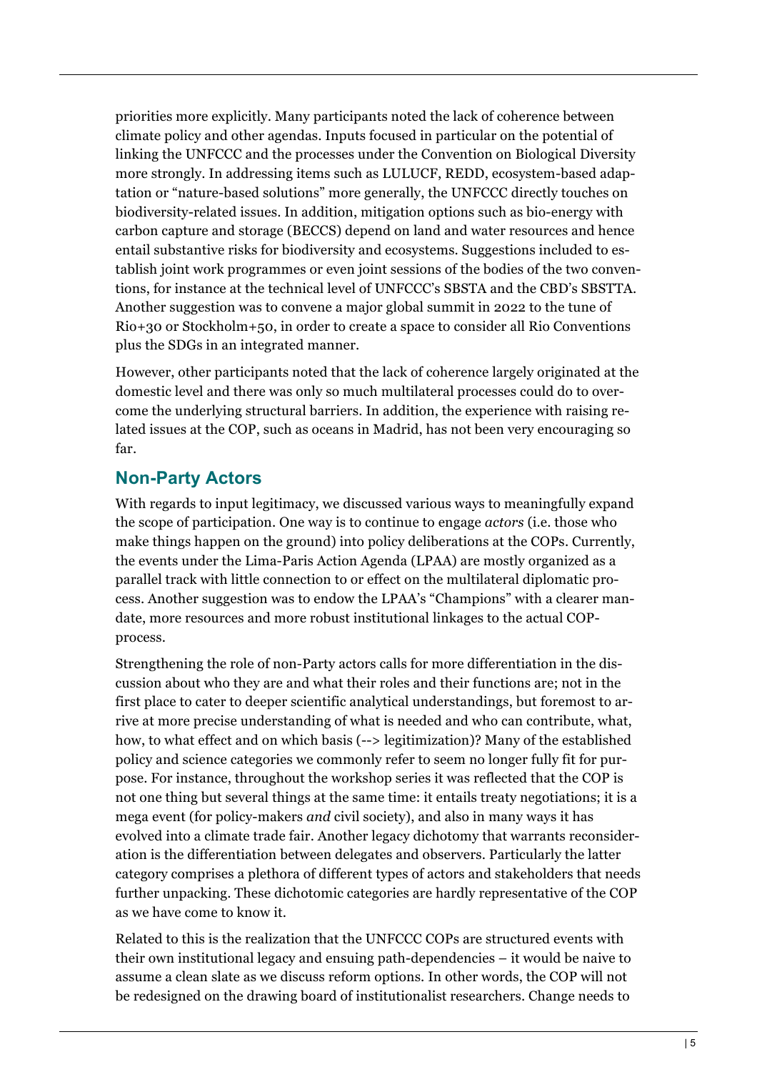priorities more explicitly. Many participants noted the lack of coherence between climate policy and other agendas. Inputs focused in particular on the potential of linking the UNFCCC and the processes under the Convention on Biological Diversity more strongly. In addressing items such as LULUCF, REDD, ecosystem-based adaptation or "nature-based solutions" more generally, the UNFCCC directly touches on biodiversity-related issues. In addition, mitigation options such as bio-energy with carbon capture and storage (BECCS) depend on land and water resources and hence entail substantive risks for biodiversity and ecosystems. Suggestions included to establish joint work programmes or even joint sessions of the bodies of the two conventions, for instance at the technical level of UNFCCC's SBSTA and the CBD's SBSTTA. Another suggestion was to convene a major global summit in 2022 to the tune of Rio+30 or Stockholm+50, in order to create a space to consider all Rio Conventions plus the SDGs in an integrated manner.

However, other participants noted that the lack of coherence largely originated at the domestic level and there was only so much multilateral processes could do to overcome the underlying structural barriers. In addition, the experience with raising related issues at the COP, such as oceans in Madrid, has not been very encouraging so far.

## Non-Party Actors

With regards to input legitimacy, we discussed various ways to meaningfully expand the scope of participation. One way is to continue to engage *actors* (i.e. those who make things happen on the ground) into policy deliberations at the COPs. Currently, the events under the Lima-Paris Action Agenda (LPAA) are mostly organized as a parallel track with little connection to or effect on the multilateral diplomatic process. Another suggestion was to endow the LPAA's "Champions" with a clearer mandate, more resources and more robust institutional linkages to the actual COP-process.

Strengthening the role of non-Party actors calls for more differentiation in the discussion about who they are and what their roles and their functions are; not in the first place to cater to deeper scientific analytical understandings, but foremost to arrive at more precise understanding of what is needed and who can contribute, what, how, to what effect and on which basis (--> legitimization)? Many of the established policy and science categories we commonly refer to seem no longer fully fit for purpose. For instance, throughout the workshop series it was reflected that the COP is not one thing but several things at the same time: it entails treaty negotiations; it is a mega event (for policy-makers *and* civil society), and also in many ways it has evolved into a climate trade fair. Another legacy dichotomy that warrants reconsideration is the differentiation between delegates and observers. Particularly the latter category comprises a plethora of different types of actors and stakeholders that needs further unpacking. These dichotomic categories are hardly representative of the COP as we have come to know it.

Related to this is the realization that the UNFCCC COPs are structured events with their own institutional legacy and ensuing path-dependencies – it would be naive to assume a clean slate as we discuss reform options. In other words, the COP will not be redesigned on the drawing board of institutionalist researchers. Change needs to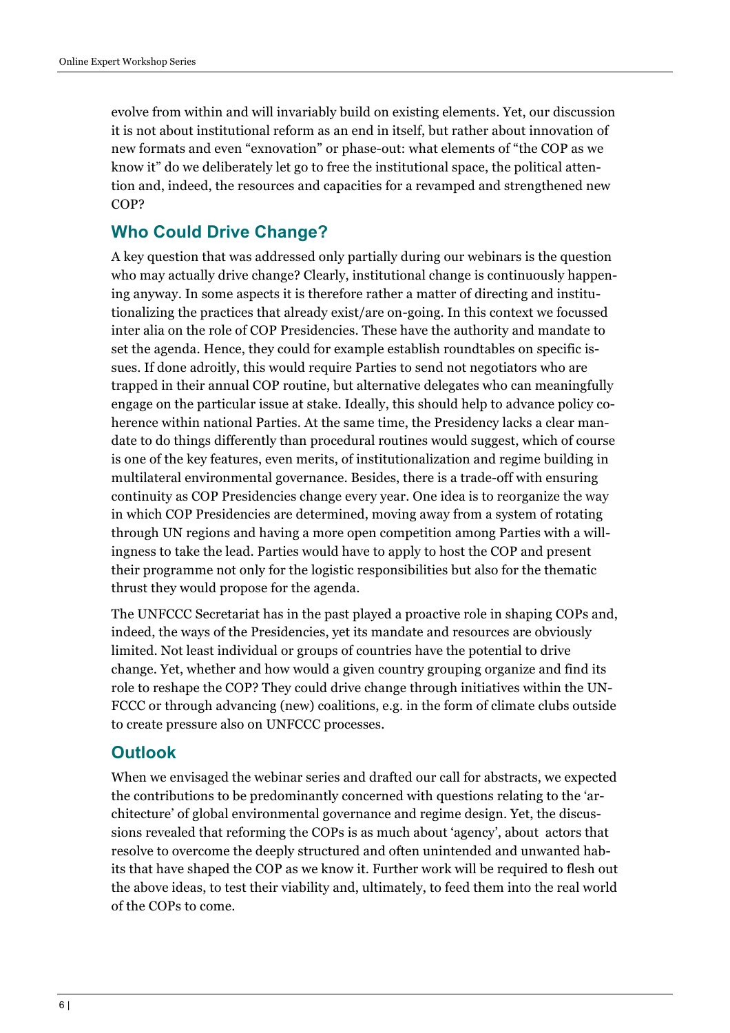evolve from within and will invariably build on existing elements. Yet, our discussion it is not about institutional reform as an end in itself, but rather about innovation of new formats and even "exnovation" or phase-out: what elements of "the COP as we know it" do we deliberately let go to free the institutional space, the political attention and, indeed, the resources and capacities for a revamped and strengthened new COP?

## Who Could Drive Change?

A key question that was addressed only partially during our webinars is the question who may actually drive change? Clearly, institutional change is continuously happening anyway. In some aspects it is therefore rather a matter of directing and institutionalizing the practices that already exist/are on-going. In this context we focussed inter alia on the role of COP Presidencies. These have the authority and mandate to set the agenda. Hence, they could for example establish roundtables on specific issues. If done adroitly, this would require Parties to send not negotiators who are trapped in their annual COP routine, but alternative delegates who can meaningfully engage on the particular issue at stake. Ideally, this should help to advance policy coherence within national Parties. At the same time, the Presidency lacks a clear mandate to do things differently than procedural routines would suggest, which of course is one of the key features, even merits, of institutionalization and regime building in multilateral environmental governance. Besides, there is a trade-off with ensuring continuity as COP Presidencies change every year. One idea is to reorganize the way in which COP Presidencies are determined, moving away from a system of rotating through UN regions and having a more open competition among Parties with a willingness to take the lead. Parties would have to apply to host the COP and present their programme not only for the logistic responsibilities but also for the thematic thrust they would propose for the agenda.

The UNFCCC Secretariat has in the past played a proactive role in shaping COPs and, indeed, the ways of the Presidencies, yet its mandate and resources are obviously limited. Not least individual or groups of countries have the potential to drive change. Yet, whether and how would a given country grouping organize and find its role to reshape the COP? They could drive change through initiatives within the UNFCCC or through advancing (new) coalitions, e.g. in the form of climate clubs outside to create pressure also on UNFCCC processes.

## Outlook

When we envisaged the webinar series and drafted our call for abstracts, we expected the contributions to be predominantly concerned with questions relating to the 'architecture' of global environmental governance and regime design. Yet, the discussions revealed that reforming the COPs is as much about 'agency', about actors that resolve to overcome the deeply structured and often unintended and unwanted habits that have shaped the COP as we know it. Further work will be required to flesh out the above ideas, to test their viability and, ultimately, to feed them into the real world of the COPs to come.